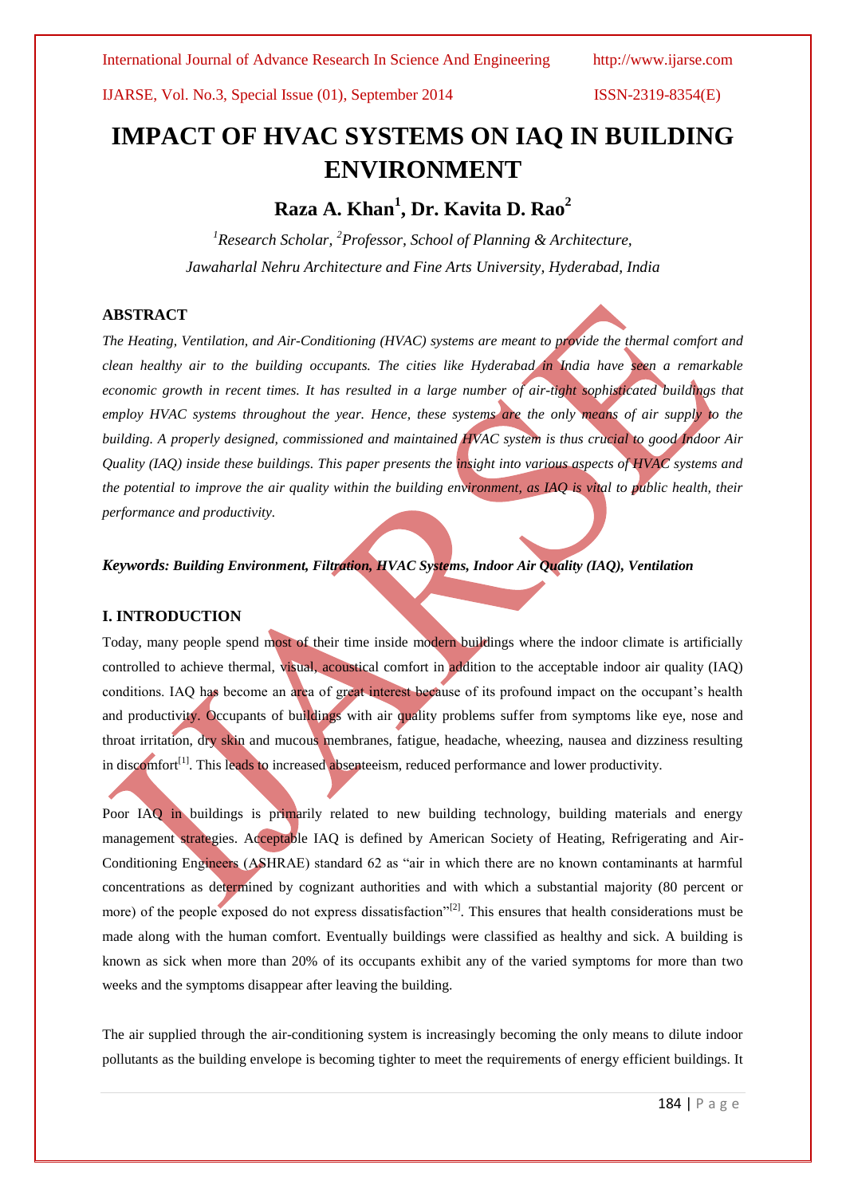# IMPACT OF HVAC SYSTEMS ON IAQ IN BUILDING ENVIRONMENT

**Raza A. Khan[1], Dr. Kavita D. Rao[2]**

*[1]Research Scholar, [2]Professor, School of Planning & Architecture, Jawaharlal Nehru Architecture and Fine Arts University, Hyderabad, India*

## ABSTRACT

*The Heating, Ventilation, and Air-Conditioning (HVAC) systems are meant to provide the thermal comfort and clean healthy air to the building occupants. The cities like Hyderabad in India have seen a remarkable economic growth in recent times. It has resulted in a large number of air-tight sophisticated buildings that employ HVAC systems throughout the year. Hence, these systems are the only means of air supply to the building. A properly designed, commissioned and maintained HVAC system is thus crucial to good Indoor Air Quality (IAQ) inside these buildings. This paper presents the insight into various aspects of HVAC systems and the potential to improve the air quality within the building environment, as IAQ is vital to public health, their performance and productivity.*

***Keywords:*** ***Building Environment, Filtration, HVAC Systems, Indoor Air Quality (IAQ), Ventilation***

## I. INTRODUCTION

Today, many people spend most of their time inside modern buildings where the indoor climate is artificially controlled to achieve thermal, visual, acoustical comfort in addition to the acceptable indoor air quality (IAQ) conditions. IAQ has become an area of great interest because of its profound impact on the occupant's health and productivity. Occupants of buildings with air quality problems suffer from symptoms like eye, nose and throat irritation, dry skin and mucous membranes, fatigue, headache, wheezing, nausea and dizziness resulting in discomfort[1]. This leads to increased absenteeism, reduced performance and lower productivity.

Poor IAQ in buildings is primarily related to new building technology, building materials and energy management strategies. Acceptable IAQ is defined by American Society of Heating, Refrigerating and Air-Conditioning Engineers (ASHRAE) standard 62 as "air in which there are no known contaminants at harmful concentrations as determined by cognizant authorities and with which a substantial majority (80 percent or more) of the people exposed do not express dissatisfaction"[2]. This ensures that health considerations must be made along with the human comfort. Eventually buildings were classified as healthy and sick. A building is known as sick when more than 20% of its occupants exhibit any of the varied symptoms for more than two weeks and the symptoms disappear after leaving the building.

The air supplied through the air-conditioning system is increasingly becoming the only means to dilute indoor pollutants as the building envelope is becoming tighter to meet the requirements of energy efficient buildings. It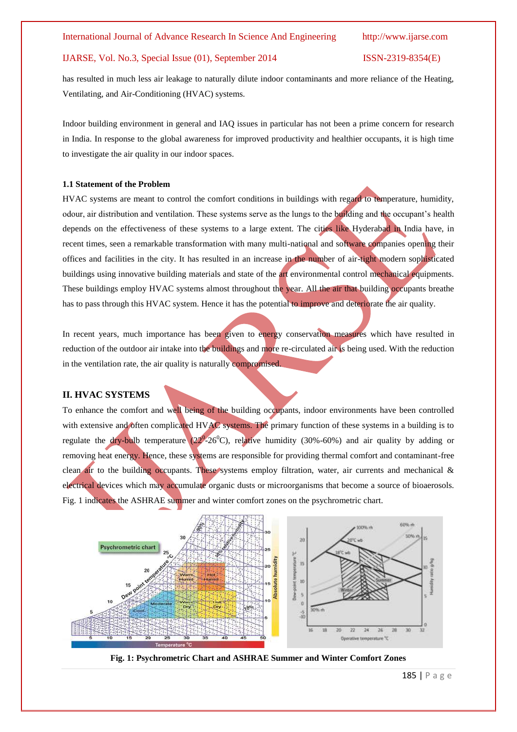has resulted in much less air leakage to naturally dilute indoor contaminants and more reliance of the Heating, Ventilating, and Air-Conditioning (HVAC) systems.

Indoor building environment in general and IAQ issues in particular has not been a prime concern for research in India. In response to the global awareness for improved productivity and healthier occupants, it is high time to investigate the air quality in our indoor spaces.

### 1.1 Statement of the Problem

HVAC systems are meant to control the comfort conditions in buildings with regard to temperature, humidity, odour, air distribution and ventilation. These systems serve as the lungs to the building and the occupant's health depends on the effectiveness of these systems to a large extent. The cities like Hyderabad in India have, in recent times, seen a remarkable transformation with many multi-national and software companies opening their offices and facilities in the city. It has resulted in an increase in the number of air-tight modern sophisticated buildings using innovative building materials and state of the art environmental control mechanical equipments. These buildings employ HVAC systems almost throughout the year. All the air that building occupants breathe has to pass through this HVAC system. Hence it has the potential to improve and deteriorate the air quality.

In recent years, much importance has been given to energy conservation measures which have resulted in reduction of the outdoor air intake into the buildings and more re-circulated air is being used. With the reduction in the ventilation rate, the air quality is naturally compromised.

## II. HVAC SYSTEMS

To enhance the comfort and well being of the building occupants, indoor environments have been controlled with extensive and often complicated HVAC systems. The primary function of these systems in a building is to regulate the dry-bulb temperature ($22^0$-$26^0$C), relative humidity (30%-60%) and air quality by adding or removing heat energy. Hence, these systems are responsible for providing thermal comfort and contaminant-free clean air to the building occupants. These systems employ filtration, water, air currents and mechanical & electrical devices which may accumulate organic dusts or microorganisms that become a source of bioaerosols. Fig. 1 indicates the ASHRAE summer and winter comfort zones on the psychrometric chart.

**Fig. 1: Psychrometric Chart and ASHRAE Summer and Winter Comfort Zones**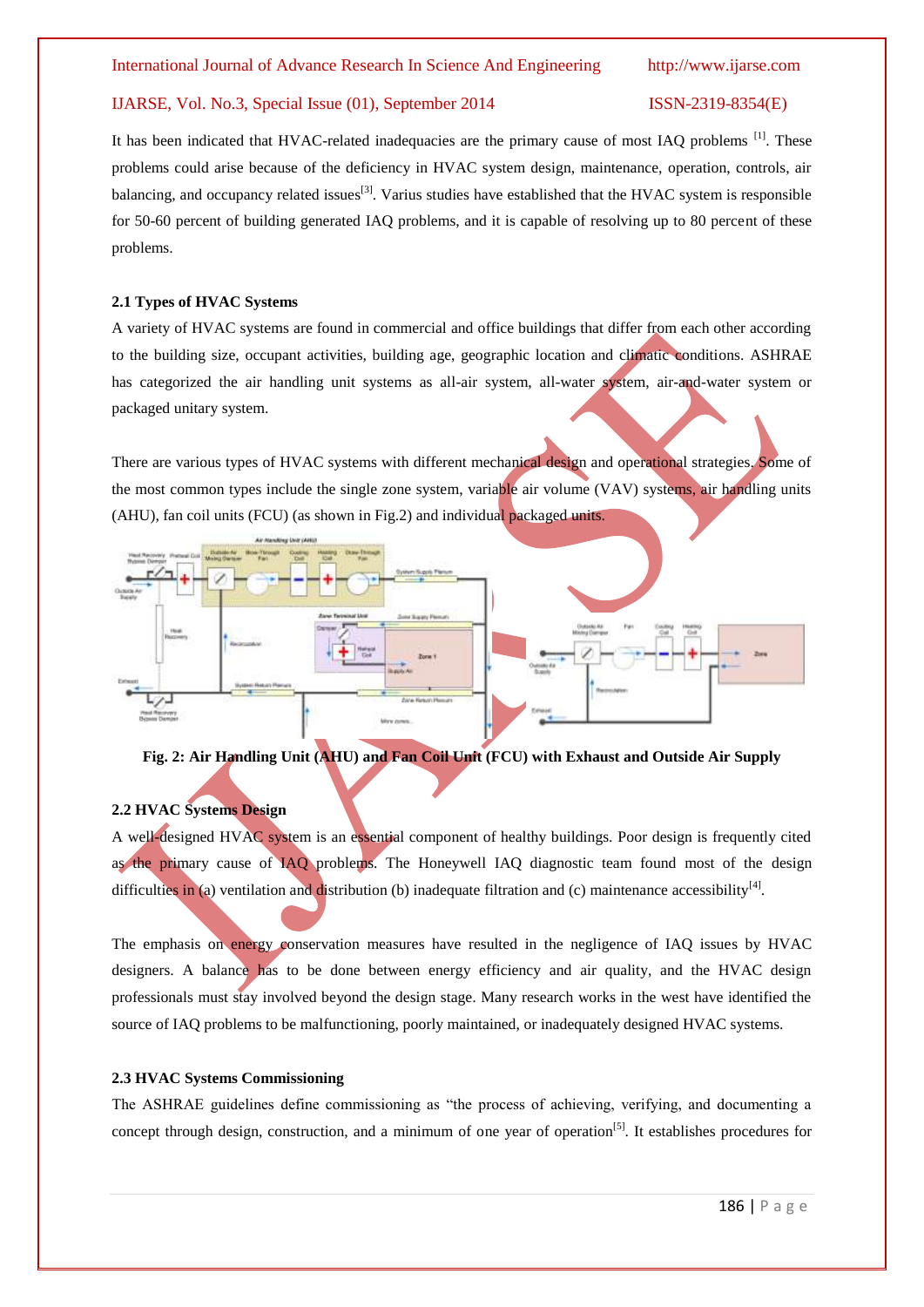It has been indicated that HVAC-related inadequacies are the primary cause of most IAQ problems [1]. These problems could arise because of the deficiency in HVAC system design, maintenance, operation, controls, air balancing, and occupancy related issues[3]. Varius studies have established that the HVAC system is responsible for 50-60 percent of building generated IAQ problems, and it is capable of resolving up to 80 percent of these problems.

### 2.1 Types of HVAC Systems

A variety of HVAC systems are found in commercial and office buildings that differ from each other according to the building size, occupant activities, building age, geographic location and climatic conditions. ASHRAE has categorized the air handling unit systems as all-air system, all-water system, air-and-water system or packaged unitary system.

There are various types of HVAC systems with different mechanical design and operational strategies. Some of the most common types include the single zone system, variable air volume (VAV) systems, air handling units (AHU), fan coil units (FCU) (as shown in Fig.2) and individual packaged units.

**Fig. 2: Air Handling Unit (AHU) and Fan Coil Unit (FCU) with Exhaust and Outside Air Supply**

### 2.2 HVAC Systems Design

A well-designed HVAC system is an essential component of healthy buildings. Poor design is frequently cited as the primary cause of IAQ problems. The Honeywell IAQ diagnostic team found most of the design difficulties in (a) ventilation and distribution (b) inadequate filtration and (c) maintenance accessibility[4].

The emphasis on energy conservation measures have resulted in the negligence of IAQ issues by HVAC designers. A balance has to be done between energy efficiency and air quality, and the HVAC design professionals must stay involved beyond the design stage. Many research works in the west have identified the source of IAQ problems to be malfunctioning, poorly maintained, or inadequately designed HVAC systems.

### 2.3 HVAC Systems Commissioning

The ASHRAE guidelines define commissioning as "the process of achieving, verifying, and documenting a concept through design, construction, and a minimum of one year of operation[5]. It establishes procedures for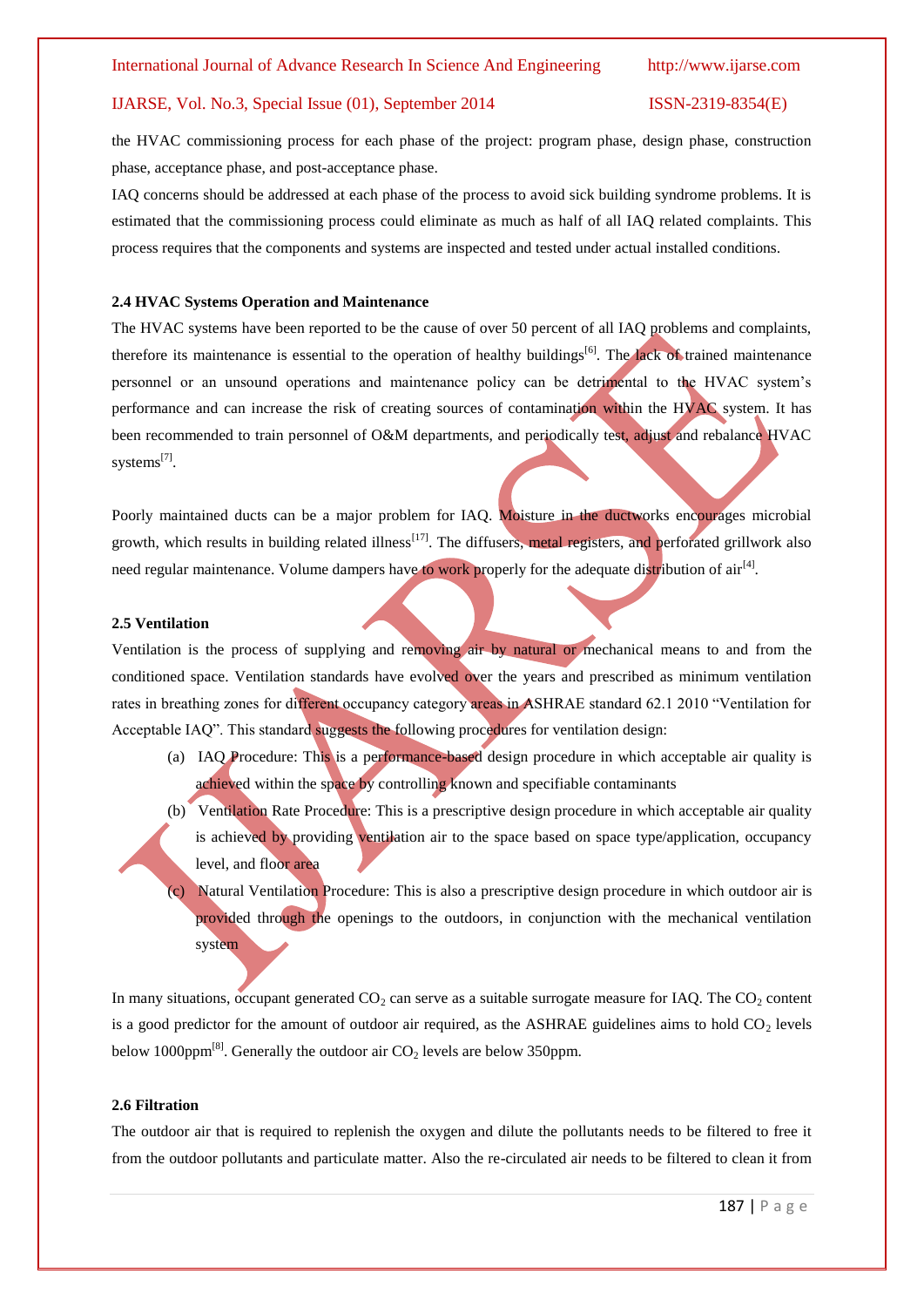the HVAC commissioning process for each phase of the project: program phase, design phase, construction phase, acceptance phase, and post-acceptance phase.

IAQ concerns should be addressed at each phase of the process to avoid sick building syndrome problems. It is estimated that the commissioning process could eliminate as much as half of all IAQ related complaints. This process requires that the components and systems are inspected and tested under actual installed conditions.

### 2.4 HVAC Systems Operation and Maintenance

The HVAC systems have been reported to be the cause of over 50 percent of all IAQ problems and complaints, therefore its maintenance is essential to the operation of healthy buildings[6]. The lack of trained maintenance personnel or an unsound operations and maintenance policy can be detrimental to the HVAC system's performance and can increase the risk of creating sources of contamination within the HVAC system. It has been recommended to train personnel of O&M departments, and periodically test, adjust and rebalance HVAC systems[7].

Poorly maintained ducts can be a major problem for IAQ. Moisture in the ductworks encourages microbial growth, which results in building related illness[17]. The diffusers, metal registers, and perforated grillwork also need regular maintenance. Volume dampers have to work properly for the adequate distribution of air[4].

### 2.5 Ventilation

Ventilation is the process of supplying and removing air by natural or mechanical means to and from the conditioned space. Ventilation standards have evolved over the years and prescribed as minimum ventilation rates in breathing zones for different occupancy category areas in ASHRAE standard 62.1 2010 "Ventilation for Acceptable IAQ". This standard suggests the following procedures for ventilation design:

(a) IAQ Procedure: This is a performance-based design procedure in which acceptable air quality is achieved within the space by controlling known and specifiable contaminants

(b) Ventilation Rate Procedure: This is a prescriptive design procedure in which acceptable air quality is achieved by providing ventilation air to the space based on space type/application, occupancy level, and floor area

(c) Natural Ventilation Procedure: This is also a prescriptive design procedure in which outdoor air is provided through the openings to the outdoors, in conjunction with the mechanical ventilation system

In many situations, occupant generated $CO_2$ can serve as a suitable surrogate measure for IAQ. The $CO_2$ content is a good predictor for the amount of outdoor air required, as the ASHRAE guidelines aims to hold $CO_2$ levels below 1000ppm[8]. Generally the outdoor air $CO_2$ levels are below 350ppm.

### 2.6 Filtration

The outdoor air that is required to replenish the oxygen and dilute the pollutants needs to be filtered to free it from the outdoor pollutants and particulate matter. Also the re-circulated air needs to be filtered to clean it from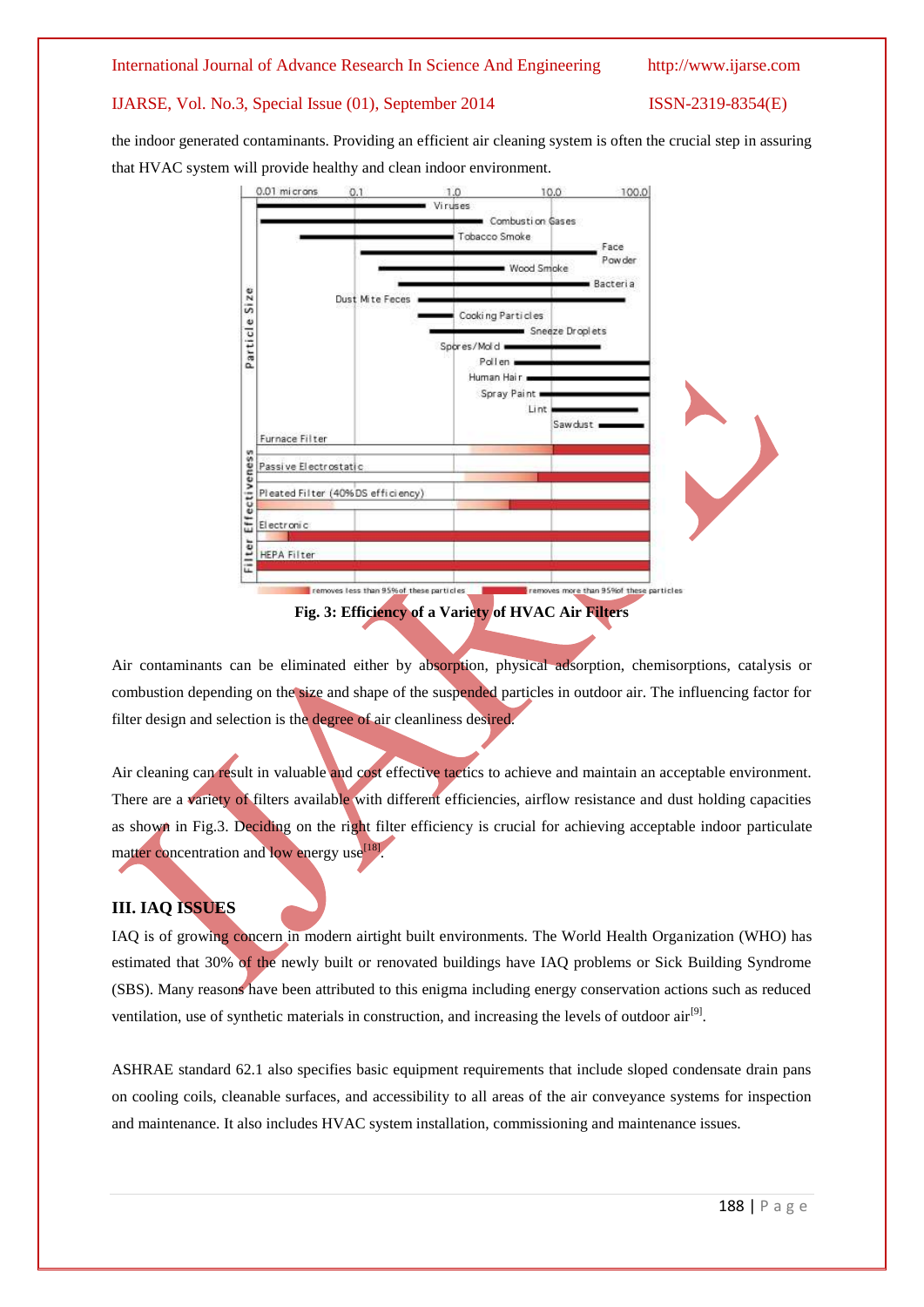the indoor generated contaminants. Providing an efficient air cleaning system is often the crucial step in assuring that HVAC system will provide healthy and clean indoor environment.

**Fig. 3: Efficiency of a Variety of HVAC Air Filters**

Air contaminants can be eliminated either by absorption, physical adsorption, chemisorptions, catalysis or combustion depending on the size and shape of the suspended particles in outdoor air. The influencing factor for filter design and selection is the degree of air cleanliness desired.

Air cleaning can result in valuable and cost effective tactics to achieve and maintain an acceptable environment. There are a variety of filters available with different efficiencies, airflow resistance and dust holding capacities as shown in Fig.3. Deciding on the right filter efficiency is crucial for achieving acceptable indoor particulate matter concentration and low energy use[18].

## III. IAQ ISSUES

IAQ is of growing concern in modern airtight built environments. The World Health Organization (WHO) has estimated that 30% of the newly built or renovated buildings have IAQ problems or Sick Building Syndrome (SBS). Many reasons have been attributed to this enigma including energy conservation actions such as reduced ventilation, use of synthetic materials in construction, and increasing the levels of outdoor air[9].

ASHRAE standard 62.1 also specifies basic equipment requirements that include sloped condensate drain pans on cooling coils, cleanable surfaces, and accessibility to all areas of the air conveyance systems for inspection and maintenance. It also includes HVAC system installation, commissioning and maintenance issues.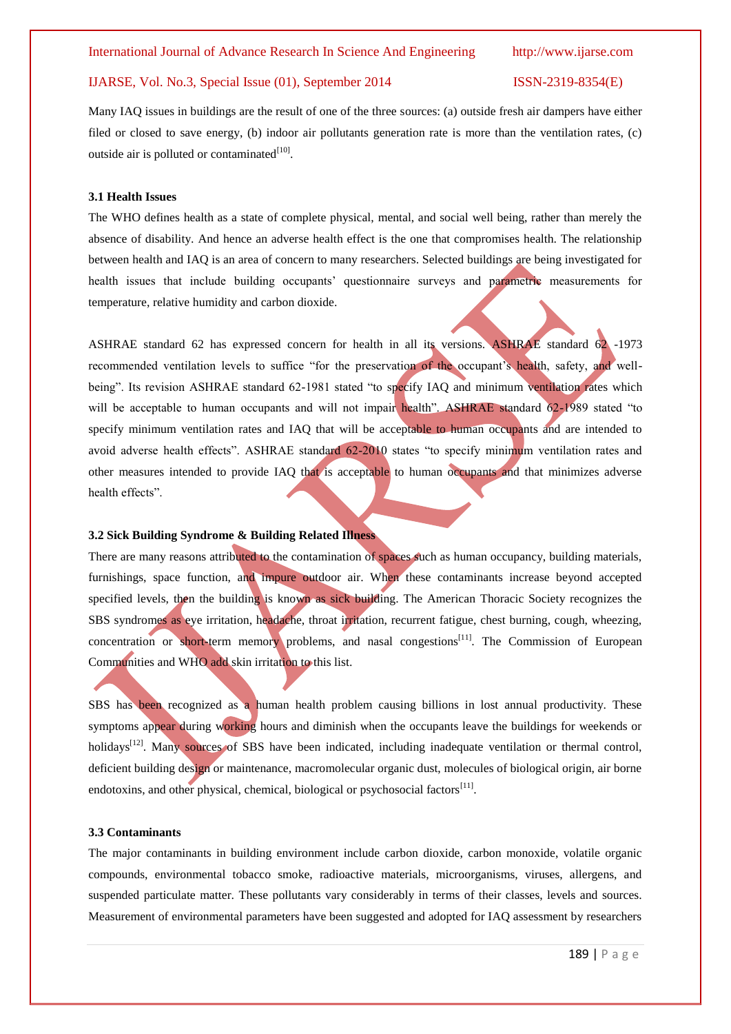Many IAQ issues in buildings are the result of one of the three sources: (a) outside fresh air dampers have either filed or closed to save energy, (b) indoor air pollutants generation rate is more than the ventilation rates, (c) outside air is polluted or contaminated[10].

### 3.1 Health Issues

The WHO defines health as a state of complete physical, mental, and social well being, rather than merely the absence of disability. And hence an adverse health effect is the one that compromises health. The relationship between health and IAQ is an area of concern to many researchers. Selected buildings are being investigated for health issues that include building occupants' questionnaire surveys and parametric measurements for temperature, relative humidity and carbon dioxide.

ASHRAE standard 62 has expressed concern for health in all its versions. ASHRAE standard 62 -1973 recommended ventilation levels to suffice "for the preservation of the occupant's health, safety, and well-being". Its revision ASHRAE standard 62-1981 stated "to specify IAQ and minimum ventilation rates which will be acceptable to human occupants and will not impair health". ASHRAE standard 62-1989 stated "to specify minimum ventilation rates and IAQ that will be acceptable to human occupants and are intended to avoid adverse health effects". ASHRAE standard 62-2010 states "to specify minimum ventilation rates and other measures intended to provide IAQ that is acceptable to human occupants and that minimizes adverse health effects".

### 3.2 Sick Building Syndrome & Building Related Illness

There are many reasons attributed to the contamination of spaces such as human occupancy, building materials, furnishings, space function, and impure outdoor air. When these contaminants increase beyond accepted specified levels, then the building is known as sick building. The American Thoracic Society recognizes the SBS syndromes as eye irritation, headache, throat irritation, recurrent fatigue, chest burning, cough, wheezing, concentration or short-term memory problems, and nasal congestions[11]. The Commission of European Communities and WHO add skin irritation to this list.

SBS has been recognized as a human health problem causing billions in lost annual productivity. These symptoms appear during working hours and diminish when the occupants leave the buildings for weekends or holidays[12]. Many sources of SBS have been indicated, including inadequate ventilation or thermal control, deficient building design or maintenance, macromolecular organic dust, molecules of biological origin, air borne endotoxins, and other physical, chemical, biological or psychosocial factors[11].

### 3.3 Contaminants

The major contaminants in building environment include carbon dioxide, carbon monoxide, volatile organic compounds, environmental tobacco smoke, radioactive materials, microorganisms, viruses, allergens, and suspended particulate matter. These pollutants vary considerably in terms of their classes, levels and sources. Measurement of environmental parameters have been suggested and adopted for IAQ assessment by researchers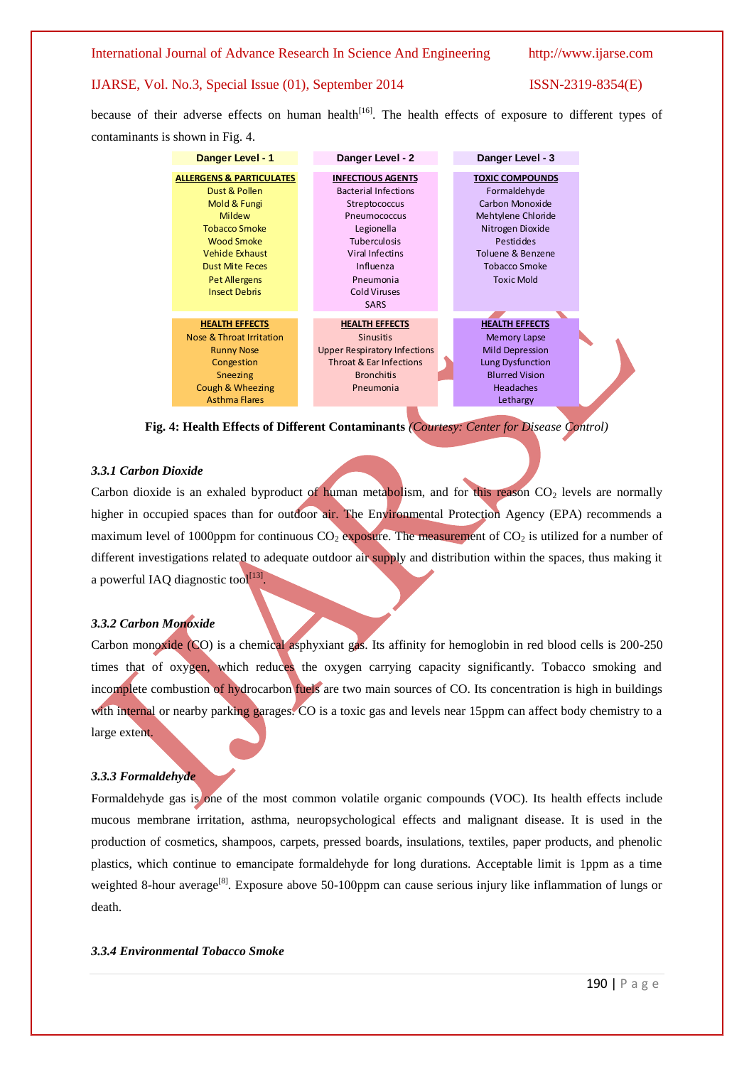because of their adverse effects on human health[16]. The health effects of exposure to different types of contaminants is shown in Fig. 4.

| Danger Level - 1 | Danger Level - 2 | Danger Level - 3 |
|---|---|---|
| **ALLERGENS & PARTICULATES** | **INFECTIOUS AGENTS** | **TOXIC COMPOUNDS** |
| Dust & Pollen | Bacterial Infections | Formaldehyde |
| Mold & Fungi | Streptococcus | Carbon Monoxide |
| Mildew | Pneumococcus | Mehtylene Chloride |
| Tobacco Smoke | Legionella | Nitrogen Dioxide |
| Wood Smoke | Tuberculosis | Pesticides |
| Vehide Exhaust | Viral Infectins | Toluene & Benzene |
| Dust Mite Feces | Influenza | Tobacco Smoke |
| Pet Allergens | Pneumonia | Toxic Mold |
| Insect Debris | Cold Viruses | |
| | SARS | |
| **HEALTH EFFECTS** | **HEALTH EFFECTS** | **HEALTH EFFECTS** |
| Nose & Throat Irritation | Sinusitis | Memory Lapse |
| Runny Nose | Upper Respiratory Infections | Mild Depression |
| Congestion | Throat & Ear Infections | Lung Dysfunction |
| Sneezing | Bronchitis | Blurred Vision |
| Cough & Wheezing | Pneumonia | Headaches |
| Asthma Flares | | Lethargy |

**Fig. 4: Health Effects of Different Contaminants** *(Courtesy: Center for Disease Control)*

### *3.3.1 Carbon Dioxide*

Carbon dioxide is an exhaled byproduct of human metabolism, and for this reason $CO_2$ levels are normally higher in occupied spaces than for outdoor air. The Environmental Protection Agency (EPA) recommends a maximum level of 1000ppm for continuous $CO_2$ exposure. The measurement of $CO_2$ is utilized for a number of different investigations related to adequate outdoor air supply and distribution within the spaces, thus making it a powerful IAQ diagnostic tool[13].

### *3.3.2 Carbon Monoxide*

Carbon monoxide (CO) is a chemical asphyxiant gas. Its affinity for hemoglobin in red blood cells is 200-250 times that of oxygen, which reduces the oxygen carrying capacity significantly. Tobacco smoking and incomplete combustion of hydrocarbon fuels are two main sources of CO. Its concentration is high in buildings with internal or nearby parking garages. CO is a toxic gas and levels near 15ppm can affect body chemistry to a large extent.

### *3.3.3 Formaldehyde*

Formaldehyde gas is one of the most common volatile organic compounds (VOC). Its health effects include mucous membrane irritation, asthma, neuropsychological effects and malignant disease. It is used in the production of cosmetics, shampoos, carpets, pressed boards, insulations, textiles, paper products, and phenolic plastics, which continue to emancipate formaldehyde for long durations. Acceptable limit is 1ppm as a time weighted 8-hour average[8]. Exposure above 50-100ppm can cause serious injury like inflammation of lungs or death.

### *3.3.4 Environmental Tobacco Smoke*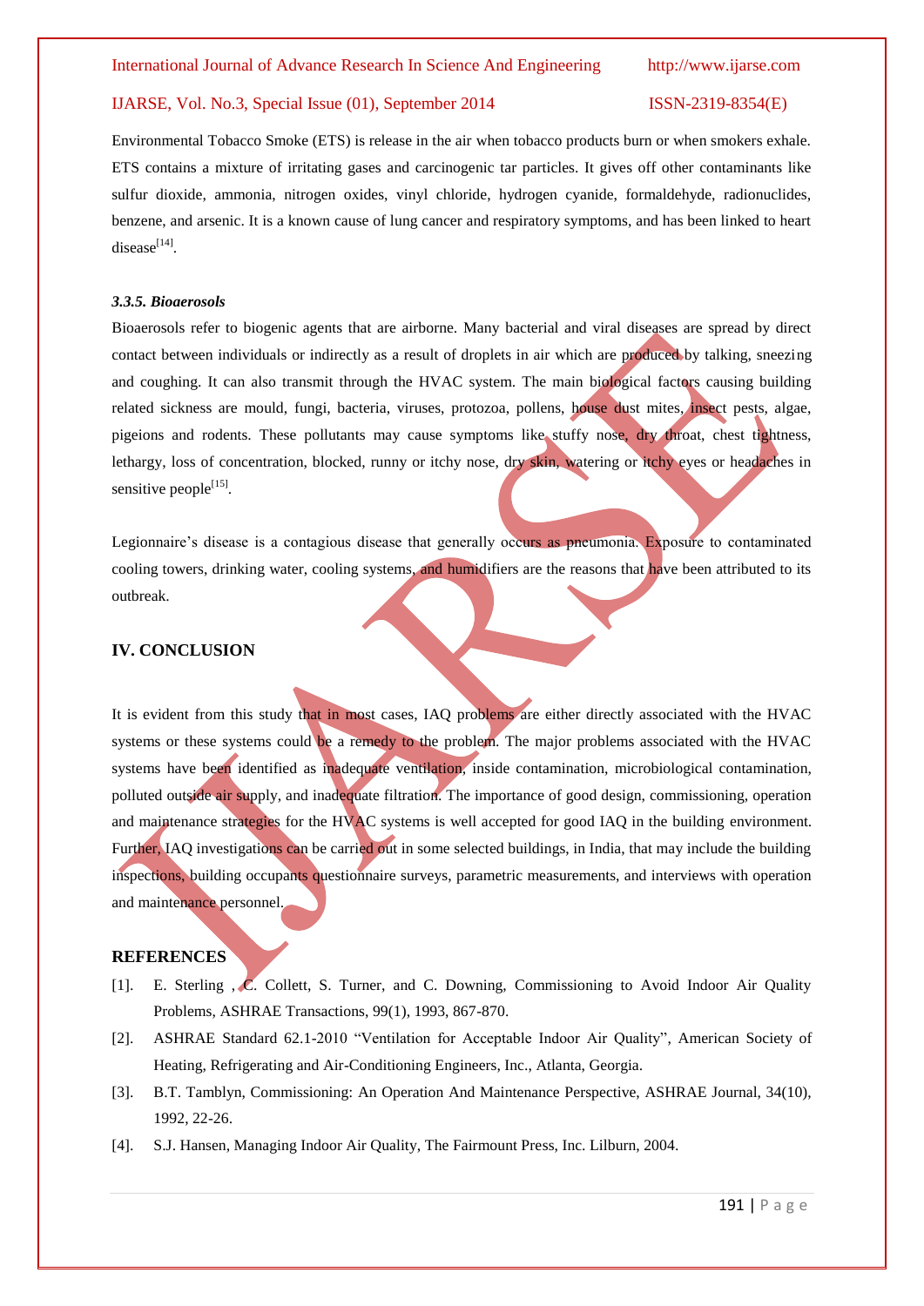Environmental Tobacco Smoke (ETS) is release in the air when tobacco products burn or when smokers exhale. ETS contains a mixture of irritating gases and carcinogenic tar particles. It gives off other contaminants like sulfur dioxide, ammonia, nitrogen oxides, vinyl chloride, hydrogen cyanide, formaldehyde, radionuclides, benzene, and arsenic. It is a known cause of lung cancer and respiratory symptoms, and has been linked to heart disease[14].

#### *3.3.5. Bioaerosols*

Bioaerosols refer to biogenic agents that are airborne. Many bacterial and viral diseases are spread by direct contact between individuals or indirectly as a result of droplets in air which are produced by talking, sneezing and coughing. It can also transmit through the HVAC system. The main biological factors causing building related sickness are mould, fungi, bacteria, viruses, protozoa, pollens, house dust mites, insect pests, algae, pigeions and rodents. These pollutants may cause symptoms like stuffy nose, dry throat, chest tightness, lethargy, loss of concentration, blocked, runny or itchy nose, dry skin, watering or itchy eyes or headaches in sensitive people[15].

Legionnaire's disease is a contagious disease that generally occurs as pneumonia. Exposure to contaminated cooling towers, drinking water, cooling systems, and humidifiers are the reasons that have been attributed to its outbreak.

## IV. CONCLUSION

It is evident from this study that in most cases, IAQ problems are either directly associated with the HVAC systems or these systems could be a remedy to the problem. The major problems associated with the HVAC systems have been identified as inadequate ventilation, inside contamination, microbiological contamination, polluted outside air supply, and inadequate filtration. The importance of good design, commissioning, operation and maintenance strategies for the HVAC systems is well accepted for good IAQ in the building environment. Further, IAQ investigations can be carried out in some selected buildings, in India, that may include the building inspections, building occupants questionnaire surveys, parametric measurements, and interviews with operation and maintenance personnel.

## REFERENCES

[1]. E. Sterling , C. Collett, S. Turner, and C. Downing, Commissioning to Avoid Indoor Air Quality Problems, ASHRAE Transactions, 99(1), 1993, 867-870.

[2]. ASHRAE Standard 62.1-2010 "Ventilation for Acceptable Indoor Air Quality", American Society of Heating, Refrigerating and Air-Conditioning Engineers, Inc., Atlanta, Georgia.

[3]. B.T. Tamblyn, Commissioning: An Operation And Maintenance Perspective, ASHRAE Journal, 34(10), 1992, 22-26.

[4]. S.J. Hansen, Managing Indoor Air Quality, The Fairmount Press, Inc. Lilburn, 2004.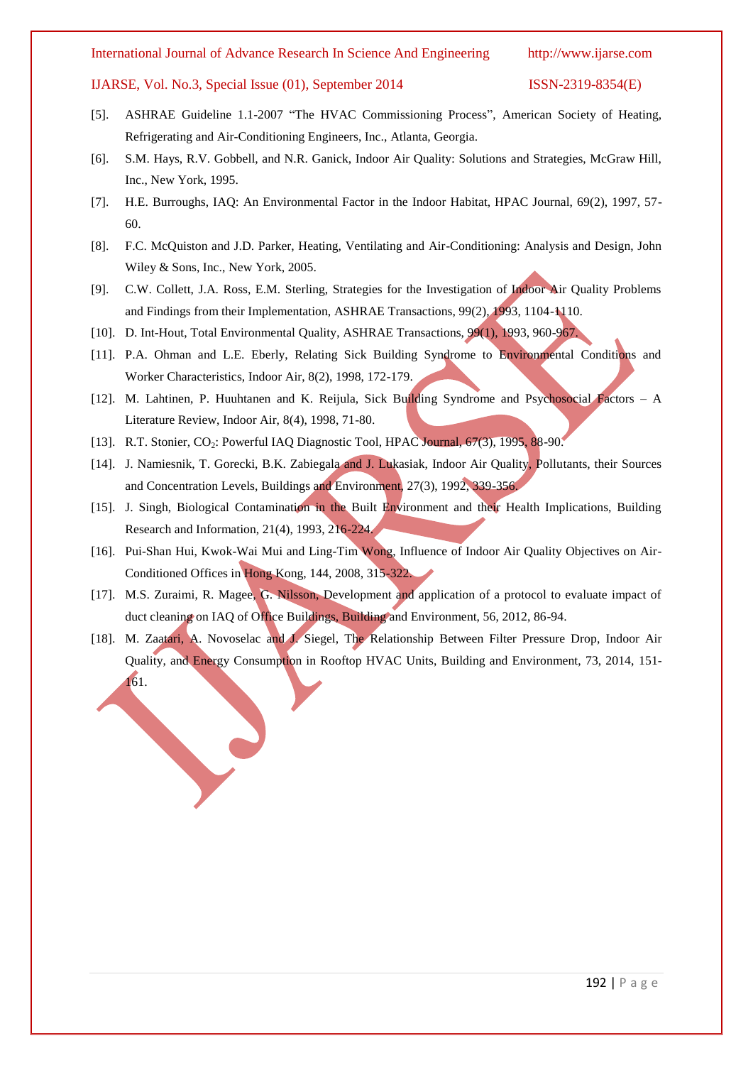[5]. ASHRAE Guideline 1.1-2007 “The HVAC Commissioning Process”, American Society of Heating, Refrigerating and Air-Conditioning Engineers, Inc., Atlanta, Georgia.

[6]. S.M. Hays, R.V. Gobbell, and N.R. Ganick, Indoor Air Quality: Solutions and Strategies, McGraw Hill, Inc., New York, 1995.

[7]. H.E. Burroughs, IAQ: An Environmental Factor in the Indoor Habitat, HPAC Journal, 69(2), 1997, 57-60.

[8]. F.C. McQuiston and J.D. Parker, Heating, Ventilating and Air-Conditioning: Analysis and Design, John Wiley & Sons, Inc., New York, 2005.

[9]. C.W. Collett, J.A. Ross, E.M. Sterling, Strategies for the Investigation of Indoor Air Quality Problems and Findings from their Implementation, ASHRAE Transactions, 99(2), 1993, 1104-1110.

[10]. D. Int-Hout, Total Environmental Quality, ASHRAE Transactions, 99(1), 1993, 960-967.

[11]. P.A. Ohman and L.E. Eberly, Relating Sick Building Syndrome to Environmental Conditions and Worker Characteristics, Indoor Air, 8(2), 1998, 172-179.

[12]. M. Lahtinen, P. Huuhtanen and K. Reijula, Sick Building Syndrome and Psychosocial Factors – A Literature Review, Indoor Air, 8(4), 1998, 71-80.

[13]. R.T. Stonier, $CO_2$: Powerful IAQ Diagnostic Tool, HPAC Journal, 67(3), 1995, 88-90.

[14]. J. Namiesnik, T. Gorecki, B.K. Zabiegala and J. Lukasiak, Indoor Air Quality, Pollutants, their Sources and Concentration Levels, Buildings and Environment, 27(3), 1992, 339-356.

[15]. J. Singh, Biological Contamination in the Built Environment and their Health Implications, Building Research and Information, 21(4), 1993, 216-224.

[16]. Pui-Shan Hui, Kwok-Wai Mui and Ling-Tim Wong, Influence of Indoor Air Quality Objectives on Air-Conditioned Offices in Hong Kong, 144, 2008, 315-322.

[17]. M.S. Zuraimi, R. Magee, G. Nilsson, Development and application of a protocol to evaluate impact of duct cleaning on IAQ of Office Buildings, Building and Environment, 56, 2012, 86-94.

[18]. M. Zaatari, A. Novoselac and J. Siegel, The Relationship Between Filter Pressure Drop, Indoor Air Quality, and Energy Consumption in Rooftop HVAC Units, Building and Environment, 73, 2014, 151-161.